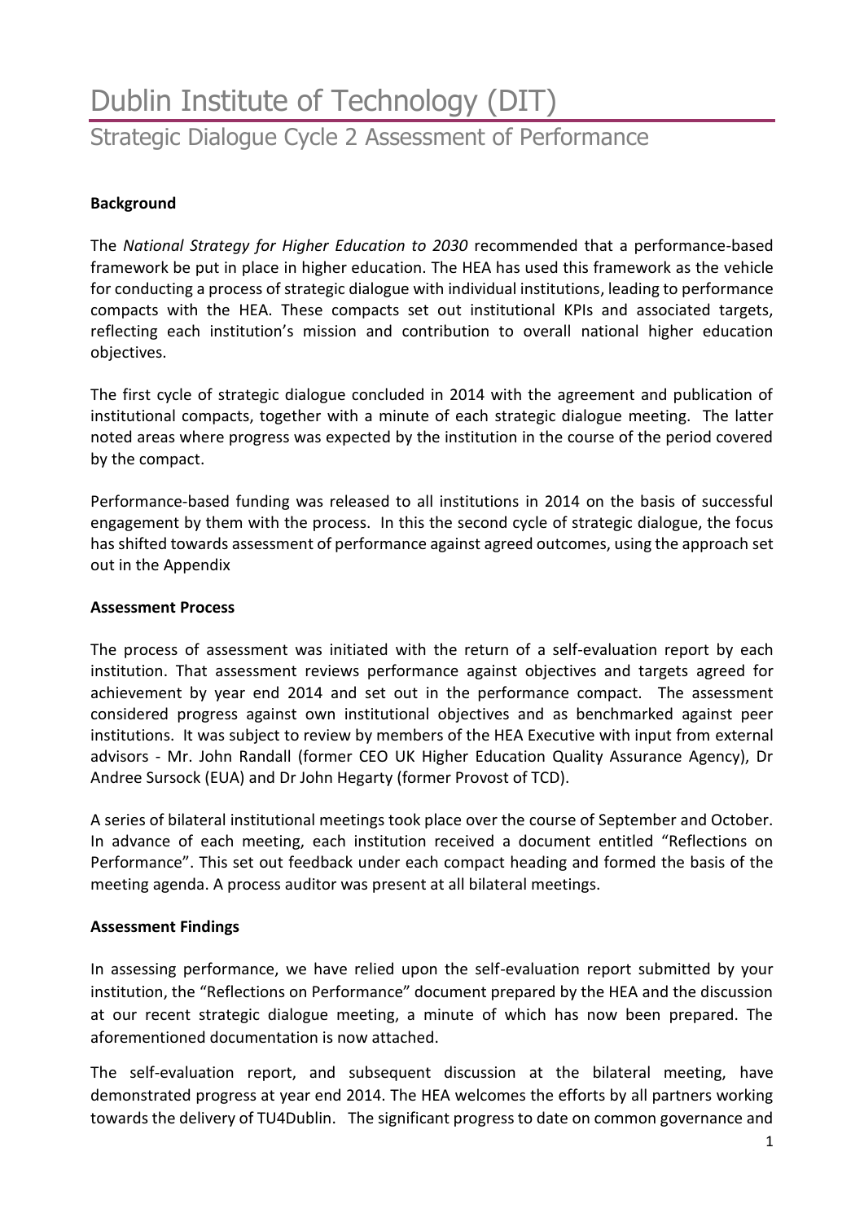# Dublin Institute of Technology (DIT)

## Strategic Dialogue Cycle 2 Assessment of Performance

**Background**

The *National Strategy for Higher Education to 2030* recommended that a performance-based framework be put in place in higher education. The HEA has used this framework as the vehicle for conducting a process of strategic dialogue with individual institutions, leading to performance compacts with the HEA. These compacts set out institutional KPIs and associated targets, reflecting each institution's mission and contribution to overall national higher education objectives.

The first cycle of strategic dialogue concluded in 2014 with the agreement and publication of institutional compacts, together with a minute of each strategic dialogue meeting. The latter noted areas where progress was expected by the institution in the course of the period covered by the compact.

Performance-based funding was released to all institutions in 2014 on the basis of successful engagement by them with the process. In this the second cycle of strategic dialogue, the focus has shifted towards assessment of performance against agreed outcomes, using the approach set out in the Appendix

**Assessment Process**

The process of assessment was initiated with the return of a self-evaluation report by each institution. That assessment reviews performance against objectives and targets agreed for achievement by year end 2014 and set out in the performance compact. The assessment considered progress against own institutional objectives and as benchmarked against peer institutions. It was subject to review by members of the HEA Executive with input from external advisors - Mr. John Randall (former CEO UK Higher Education Quality Assurance Agency), Dr Andree Sursock (EUA) and Dr John Hegarty (former Provost of TCD).

A series of bilateral institutional meetings took place over the course of September and October. In advance of each meeting, each institution received a document entitled "Reflections on Performance". This set out feedback under each compact heading and formed the basis of the meeting agenda. A process auditor was present at all bilateral meetings.

**Assessment Findings**

In assessing performance, we have relied upon the self-evaluation report submitted by your institution, the "Reflections on Performance" document prepared by the HEA and the discussion at our recent strategic dialogue meeting, a minute of which has now been prepared. The aforementioned documentation is now attached.

The self-evaluation report, and subsequent discussion at the bilateral meeting, have demonstrated progress at year end 2014. The HEA welcomes the efforts by all partners working towards the delivery of TU4Dublin. The significant progress to date on common governance and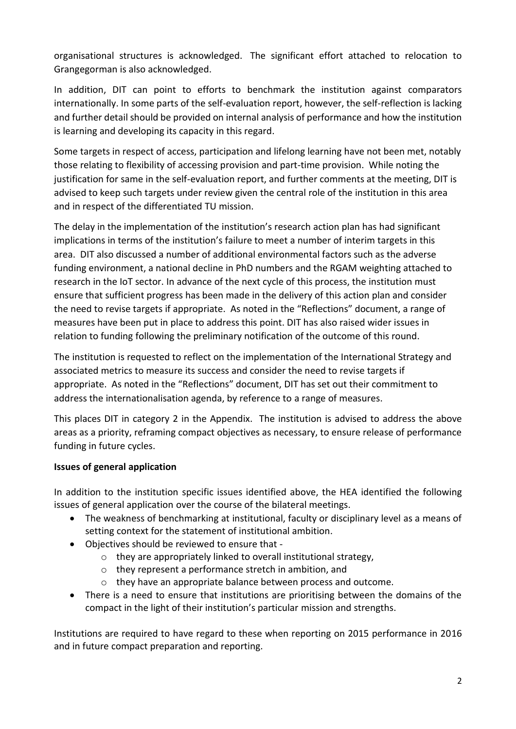organisational structures is acknowledged. The significant effort attached to relocation to Grangegorman is also acknowledged.

In addition, DIT can point to efforts to benchmark the institution against comparators internationally. In some parts of the self-evaluation report, however, the self-reflection is lacking and further detail should be provided on internal analysis of performance and how the institution is learning and developing its capacity in this regard.

Some targets in respect of access, participation and lifelong learning have not been met, notably those relating to flexibility of accessing provision and part-time provision. While noting the justification for same in the self-evaluation report, and further comments at the meeting, DIT is advised to keep such targets under review given the central role of the institution in this area and in respect of the differentiated TU mission.

The delay in the implementation of the institution's research action plan has had significant implications in terms of the institution's failure to meet a number of interim targets in this area. DIT also discussed a number of additional environmental factors such as the adverse funding environment, a national decline in PhD numbers and the RGAM weighting attached to research in the IoT sector. In advance of the next cycle of this process, the institution must ensure that sufficient progress has been made in the delivery of this action plan and consider the need to revise targets if appropriate. As noted in the "Reflections" document, a range of measures have been put in place to address this point. DIT has also raised wider issues in relation to funding following the preliminary notification of the outcome of this round.

The institution is requested to reflect on the implementation of the International Strategy and associated metrics to measure its success and consider the need to revise targets if appropriate. As noted in the "Reflections" document, DIT has set out their commitment to address the internationalisation agenda, by reference to a range of measures.

This places DIT in category 2 in the Appendix. The institution is advised to address the above areas as a priority, reframing compact objectives as necessary, to ensure release of performance funding in future cycles.

**Issues of general application**

In addition to the institution specific issues identified above, the HEA identified the following issues of general application over the course of the bilateral meetings.

- The weakness of benchmarking at institutional, faculty or disciplinary level as a means of setting context for the statement of institutional ambition.
- Objectives should be reviewed to ensure that -
  - they are appropriately linked to overall institutional strategy,
  - they represent a performance stretch in ambition, and
  - they have an appropriate balance between process and outcome.
- There is a need to ensure that institutions are prioritising between the domains of the compact in the light of their institution's particular mission and strengths.

Institutions are required to have regard to these when reporting on 2015 performance in 2016 and in future compact preparation and reporting.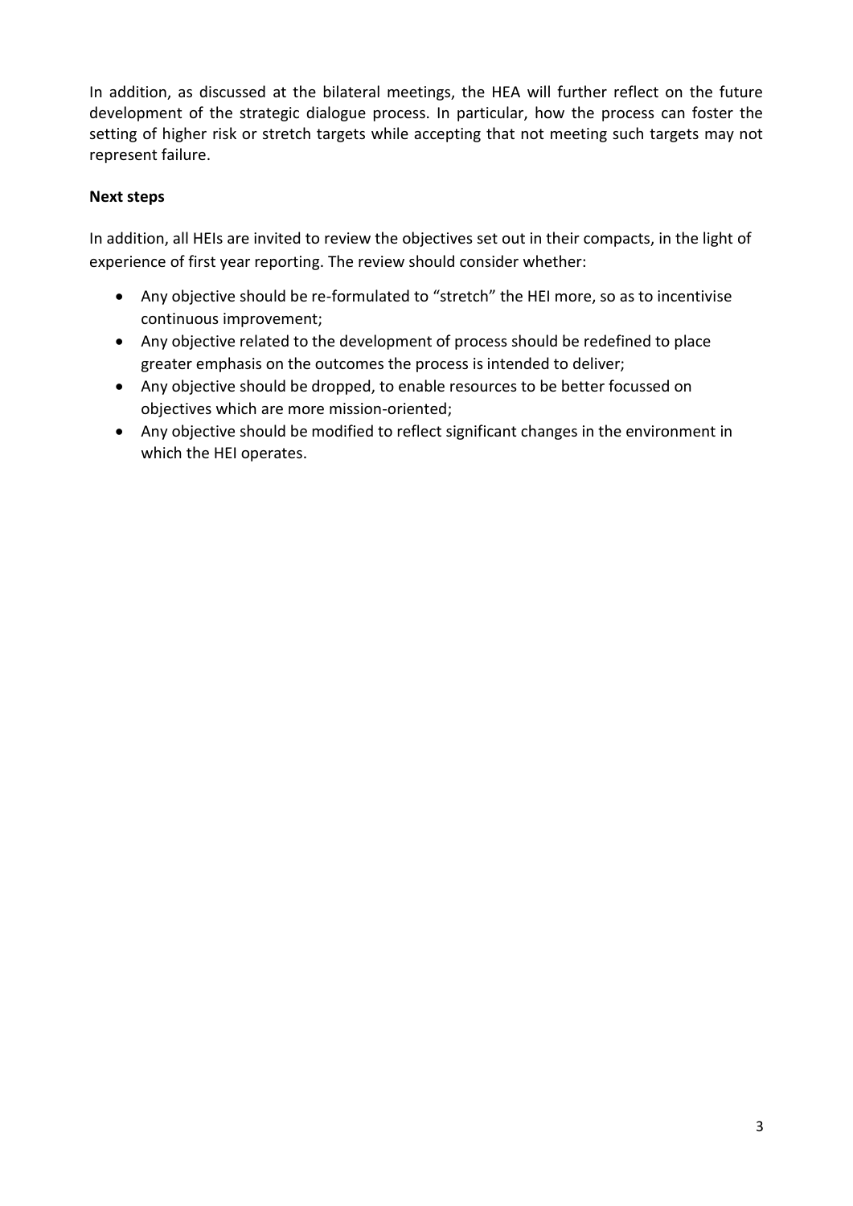In addition, as discussed at the bilateral meetings, the HEA will further reflect on the future development of the strategic dialogue process. In particular, how the process can foster the setting of higher risk or stretch targets while accepting that not meeting such targets may not represent failure.

**Next steps**

In addition, all HEIs are invited to review the objectives set out in their compacts, in the light of experience of first year reporting. The review should consider whether:

- Any objective should be re-formulated to "stretch" the HEI more, so as to incentivise continuous improvement;
- Any objective related to the development of process should be redefined to place greater emphasis on the outcomes the process is intended to deliver;
- Any objective should be dropped, to enable resources to be better focussed on objectives which are more mission-oriented;
- Any objective should be modified to reflect significant changes in the environment in which the HEI operates.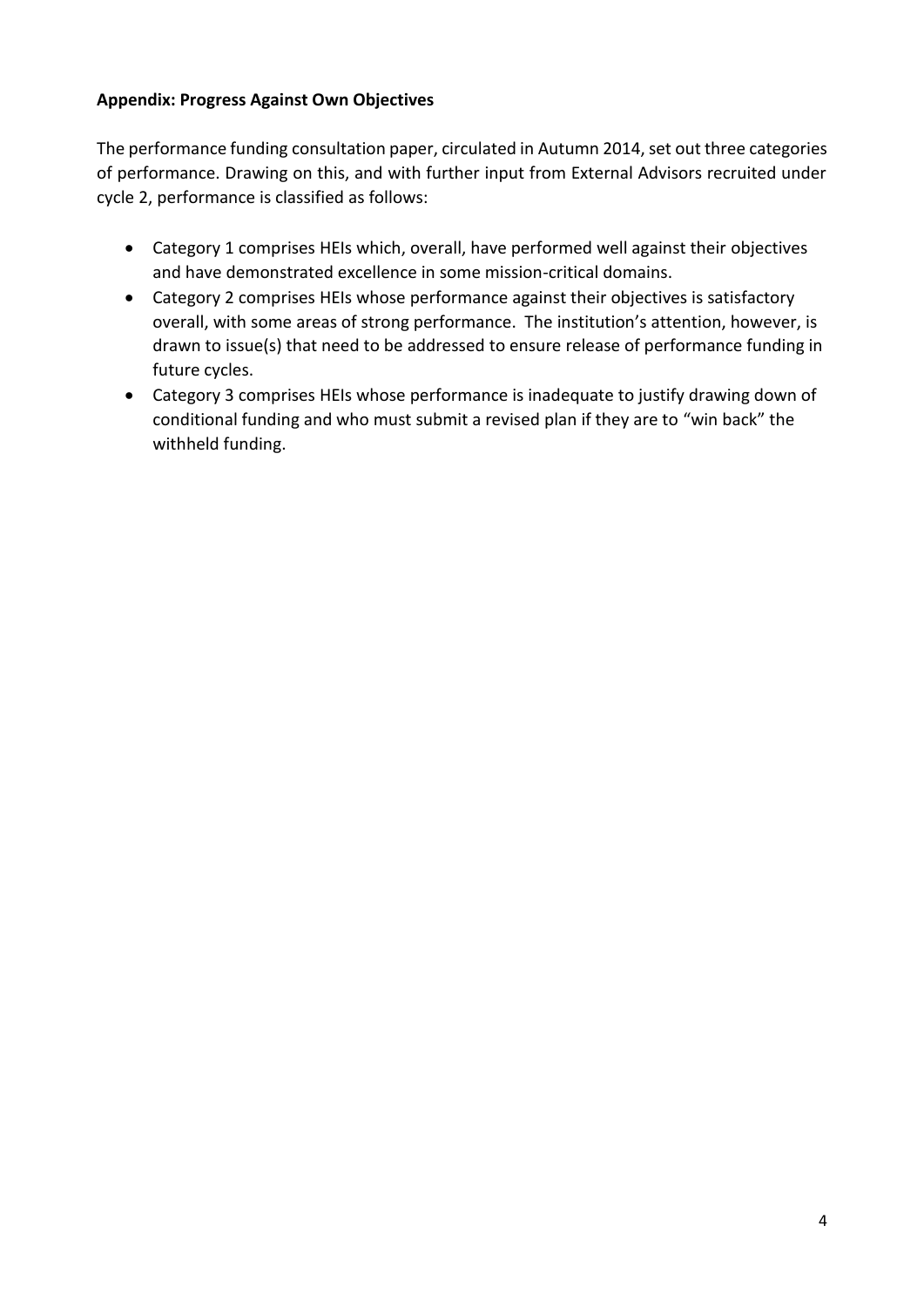**Appendix: Progress Against Own Objectives**

The performance funding consultation paper, circulated in Autumn 2014, set out three categories of performance. Drawing on this, and with further input from External Advisors recruited under cycle 2, performance is classified as follows:

- Category 1 comprises HEIs which, overall, have performed well against their objectives and have demonstrated excellence in some mission-critical domains.
- Category 2 comprises HEIs whose performance against their objectives is satisfactory overall, with some areas of strong performance. The institution's attention, however, is drawn to issue(s) that need to be addressed to ensure release of performance funding in future cycles.
- Category 3 comprises HEIs whose performance is inadequate to justify drawing down of conditional funding and who must submit a revised plan if they are to "win back" the withheld funding.